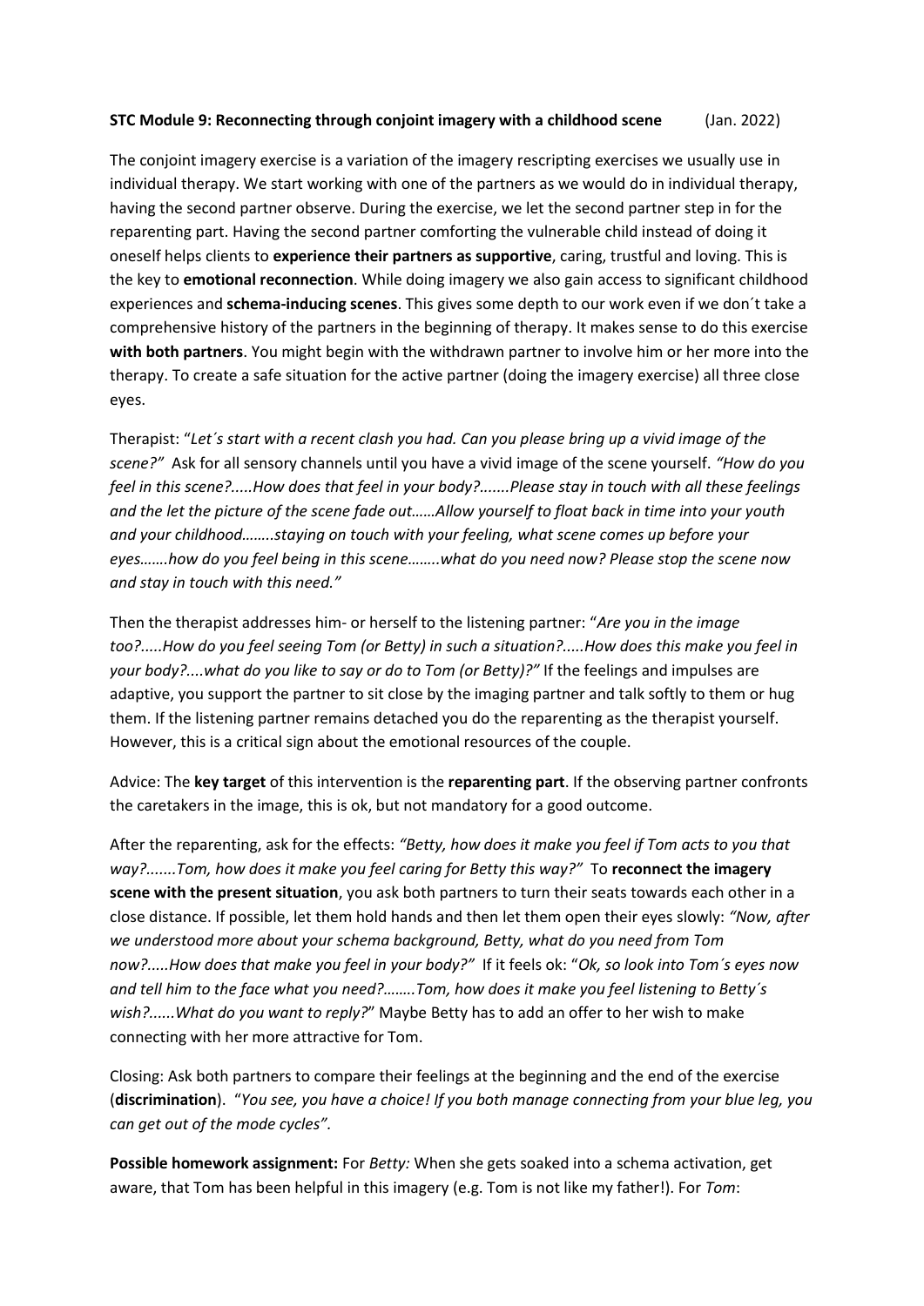**STC Module 9: Reconnecting through conjoint imagery with a childhood scene** (Jan. 2022)

The conjoint imagery exercise is a variation of the imagery rescripting exercises we usually use in individual therapy. We start working with one of the partners as we would do in individual therapy, having the second partner observe. During the exercise, we let the second partner step in for the reparenting part. Having the second partner comforting the vulnerable child instead of doing it oneself helps clients to **experience their partners as supportive**, caring, trustful and loving. This is the key to **emotional reconnection**. While doing imagery we also gain access to significant childhood experiences and **schema-inducing scenes**. This gives some depth to our work even if we don´t take a comprehensive history of the partners in the beginning of therapy. It makes sense to do this exercise **with both partners**. You might begin with the withdrawn partner to involve him or her more into the therapy. To create a safe situation for the active partner (doing the imagery exercise) all three close eyes.

Therapist: "*Let´s start with a recent clash you had. Can you please bring up a vivid image of the scene?"* Ask for all sensory channels until you have a vivid image of the scene yourself. *"How do you feel in this scene?.....How does that feel in your body?.......Please stay in touch with all these feelings and the let the picture of the scene fade out……Allow yourself to float back in time into your youth and your childhood……..staying on touch with your feeling, what scene comes up before your eyes…….how do you feel being in this scene……..what do you need now? Please stop the scene now and stay in touch with this need."*

Then the therapist addresses him- or herself to the listening partner: "*Are you in the image too?.....How do you feel seeing Tom (or Betty) in such a situation?.....How does this make you feel in your body?....what do you like to say or do to Tom (or Betty)?"* If the feelings and impulses are adaptive, you support the partner to sit close by the imaging partner and talk softly to them or hug them. If the listening partner remains detached you do the reparenting as the therapist yourself. However, this is a critical sign about the emotional resources of the couple.

Advice: The **key target** of this intervention is the **reparenting part**. If the observing partner confronts the caretakers in the image, this is ok, but not mandatory for a good outcome.

After the reparenting, ask for the effects: *"Betty, how does it make you feel if Tom acts to you that way?.......Tom, how does it make you feel caring for Betty this way?"* To **reconnect the imagery scene with the present situation**, you ask both partners to turn their seats towards each other in a close distance. If possible, let them hold hands and then let them open their eyes slowly: *"Now, after we understood more about your schema background, Betty, what do you need from Tom now?.....How does that make you feel in your body?"* If it feels ok: "*Ok, so look into Tom´s eyes now and tell him to the face what you need?……..Tom, how does it make you feel listening to Betty´s wish?......What do you want to reply?*" Maybe Betty has to add an offer to her wish to make connecting with her more attractive for Tom.

Closing: Ask both partners to compare their feelings at the beginning and the end of the exercise (**discrimination**). "*You see, you have a choice! If you both manage connecting from your blue leg, you can get out of the mode cycles".*

**Possible homework assignment:** For *Betty:* When she gets soaked into a schema activation, get aware, that Tom has been helpful in this imagery (e.g. Tom is not like my father!). For *Tom*: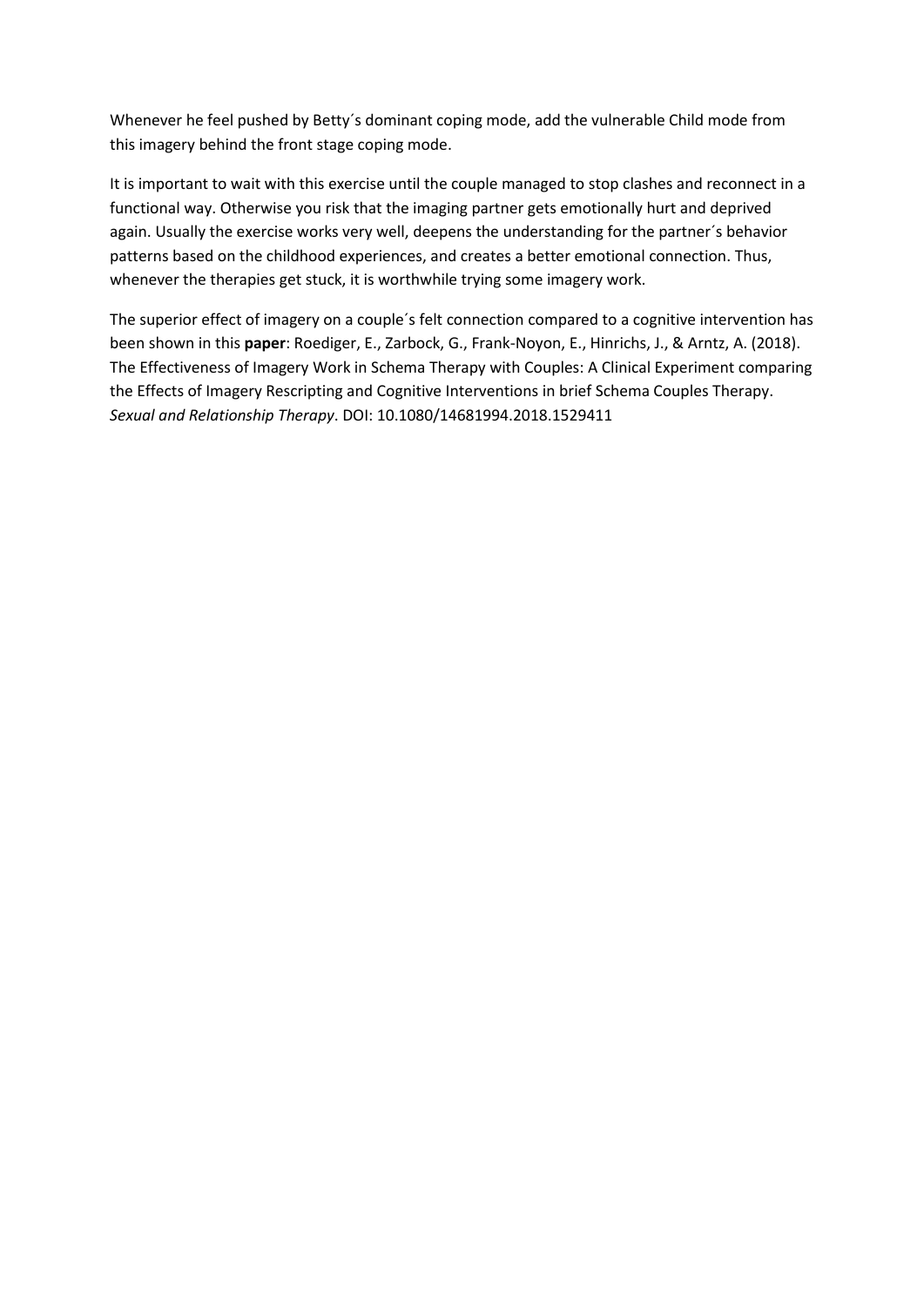Whenever he feel pushed by Betty´s dominant coping mode, add the vulnerable Child mode from this imagery behind the front stage coping mode.

It is important to wait with this exercise until the couple managed to stop clashes and reconnect in a functional way. Otherwise you risk that the imaging partner gets emotionally hurt and deprived again. Usually the exercise works very well, deepens the understanding for the partner´s behavior patterns based on the childhood experiences, and creates a better emotional connection. Thus, whenever the therapies get stuck, it is worthwhile trying some imagery work.

The superior effect of imagery on a couple´s felt connection compared to a cognitive intervention has been shown in this **paper**: Roediger, E., Zarbock, G., Frank-Noyon, E., Hinrichs, J., & Arntz, A. (2018). The Effectiveness of Imagery Work in Schema Therapy with Couples: A Clinical Experiment comparing the Effects of Imagery Rescripting and Cognitive Interventions in brief Schema Couples Therapy. *Sexual and Relationship Therapy*. DOI: 10.1080/14681994.2018.1529411